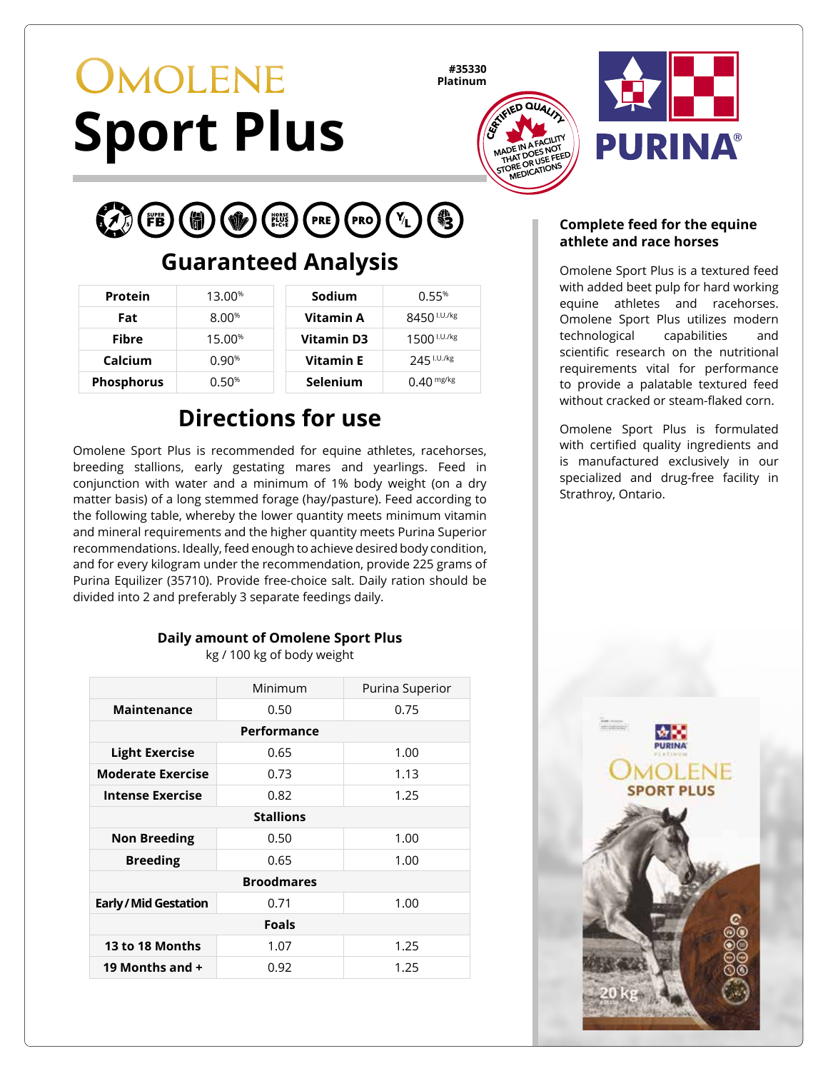# Omolene Sport Plus

#35330
Platinum

CERTIFIED QUALITY — MADE IN A FACILITY THAT DOES NOT STORE OR USE FEED MEDICATIONS

PURINA®

## Guaranteed Analysis

| | | | | |
|---|---|---|---|---|
| **Protein** | 13.00% | | **Sodium** | 0.55% |
| **Fat** | 8.00% | | **Vitamin A** | 8450 I.U./kg |
| **Fibre** | 15.00% | | **Vitamin D3** | 1500 I.U./kg |
| **Calcium** | 0.90% | | **Vitamin E** | 245 I.U./kg |
| **Phosphorus** | 0.50% | | **Selenium** | 0.40 mg/kg |

## Directions for use

Omolene Sport Plus is recommended for equine athletes, racehorses, breeding stallions, early gestating mares and yearlings. Feed in conjunction with water and a minimum of 1% body weight (on a dry matter basis) of a long stemmed forage (hay/pasture). Feed according to the following table, whereby the lower quantity meets minimum vitamin and mineral requirements and the higher quantity meets Purina Superior recommendations. Ideally, feed enough to achieve desired body condition, and for every kilogram under the recommendation, provide 225 grams of Purina Equilizer (35710). Provide free-choice salt. Daily ration should be divided into 2 and preferably 3 separate feedings daily.

**Daily amount of Omolene Sport Plus**
kg / 100 kg of body weight

| | Minimum | Purina Superior |
|---|---|---|
| **Maintenance** | 0.50 | 0.75 |
| **Performance** | | |
| **Light Exercise** | 0.65 | 1.00 |
| **Moderate Exercise** | 0.73 | 1.13 |
| **Intense Exercise** | 0.82 | 1.25 |
| **Stallions** | | |
| **Non Breeding** | 0.50 | 1.00 |
| **Breeding** | 0.65 | 1.00 |
| **Broodmares** | | |
| **Early / Mid Gestation** | 0.71 | 1.00 |
| **Foals** | | |
| **13 to 18 Months** | 1.07 | 1.25 |
| **19 Months and +** | 0.92 | 1.25 |

### Complete feed for the equine athlete and race horses

Omolene Sport Plus is a textured feed with added beet pulp for hard working equine athletes and racehorses. Omolene Sport Plus utilizes modern technological capabilities and scientific research on the nutritional requirements vital for performance to provide a palatable textured feed without cracked or steam-flaked corn.

Omolene Sport Plus is formulated with certified quality ingredients and is manufactured exclusively in our specialized and drug-free facility in Strathroy, Ontario.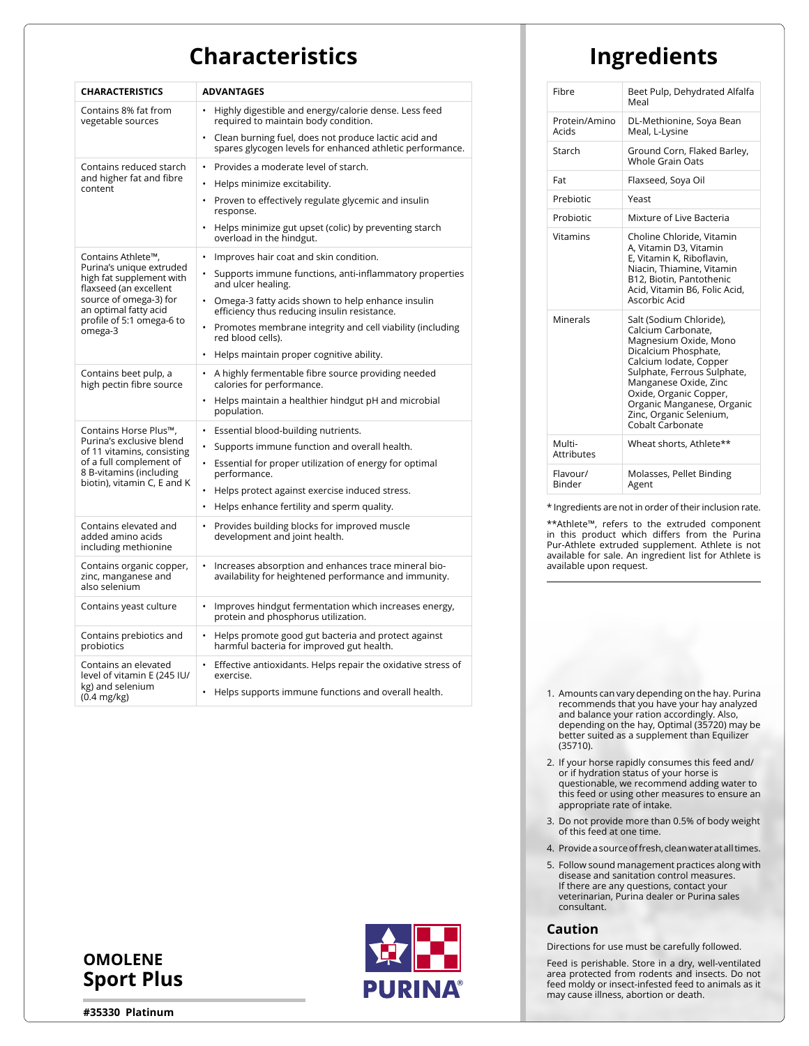# Characteristics

| CHARACTERISTICS | ADVANTAGES |
|---|---|
| Contains 8% fat from vegetable sources | • Highly digestible and energy/calorie dense. Less feed required to maintain body condition. <br> • Clean burning fuel, does not produce lactic acid and spares glycogen levels for enhanced athletic performance. |
| Contains reduced starch and higher fat and fibre content | • Provides a moderate level of starch. <br> • Helps minimize excitability. <br> • Proven to effectively regulate glycemic and insulin response. <br> • Helps minimize gut upset (colic) by preventing starch overload in the hindgut. |
| Contains Athlete™, Purina's unique extruded high fat supplement with flaxseed (an excellent source of omega-3) for an optimal fatty acid profile of 5:1 omega-6 to omega-3 | • Improves hair coat and skin condition. <br> • Supports immune functions, anti-inflammatory properties and ulcer healing. <br> • Omega-3 fatty acids shown to help enhance insulin efficiency thus reducing insulin resistance. <br> • Promotes membrane integrity and cell viability (including red blood cells). <br> • Helps maintain proper cognitive ability. |
| Contains beet pulp, a high pectin fibre source | • A highly fermentable fibre source providing needed calories for performance. <br> • Helps maintain a healthier hindgut pH and microbial population. |
| Contains Horse Plus™, Purina's exclusive blend of 11 vitamins, consisting of a full complement of 8 B-vitamins (including biotin), vitamin C, E and K | • Essential blood-building nutrients. <br> • Supports immune function and overall health. <br> • Essential for proper utilization of energy for optimal performance. <br> • Helps protect against exercise induced stress. <br> • Helps enhance fertility and sperm quality. |
| Contains elevated and added amino acids including methionine | • Provides building blocks for improved muscle development and joint health. |
| Contains organic copper, zinc, manganese and also selenium | • Increases absorption and enhances trace mineral bio-availability for heightened performance and immunity. |
| Contains yeast culture | • Improves hindgut fermentation which increases energy, protein and phosphorus utilization. |
| Contains prebiotics and probiotics | • Helps promote good gut bacteria and protect against harmful bacteria for improved gut health. |
| Contains an elevated level of vitamin E (245 IU/kg) and selenium (0.4 mg/kg) | • Effective antioxidants. Helps repair the oxidative stress of exercise. <br> • Helps supports immune functions and overall health. |

# Ingredients

| | |
|---|---|
| Fibre | Beet Pulp, Dehydrated Alfalfa Meal |
| Protein/Amino Acids | DL-Methionine, Soya Bean Meal, L-Lysine |
| Starch | Ground Corn, Flaked Barley, Whole Grain Oats |
| Fat | Flaxseed, Soya Oil |
| Prebiotic | Yeast |
| Probiotic | Mixture of Live Bacteria |
| Vitamins | Choline Chloride, Vitamin A, Vitamin D3, Vitamin E, Vitamin K, Riboflavin, Niacin, Thiamine, Vitamin B12, Biotin, Pantothenic Acid, Vitamin B6, Folic Acid, Ascorbic Acid |
| Minerals | Salt (Sodium Chloride), Calcium Carbonate, Magnesium Oxide, Mono Dicalcium Phosphate, Calcium Iodate, Copper Sulphate, Ferrous Sulphate, Manganese Oxide, Zinc Oxide, Organic Copper, Organic Manganese, Organic Zinc, Organic Selenium, Cobalt Carbonate |
| Multi-Attributes | Wheat shorts, Athlete** |
| Flavour/Binder | Molasses, Pellet Binding Agent |

* Ingredients are not in order of their inclusion rate.

**Athlete™, refers to the extruded component in this product which differs from the Purina Pur-Athlete extruded supplement. Athlete is not available for sale. An ingredient list for Athlete is available upon request.

1. Amounts can vary depending on the hay. Purina recommends that you have your hay analyzed and balance your ration accordingly. Also, depending on the hay, Optimal (35720) may be better suited as a supplement than Equilizer (35710).
2. If your horse rapidly consumes this feed and/or if hydration status of your horse is questionable, we recommend adding water to this feed or using other measures to ensure an appropriate rate of intake.
3. Do not provide more than 0.5% of body weight of this feed at one time.
4. Provide a source of fresh, clean water at all times.
5. Follow sound management practices along with disease and sanitation control measures. If there are any questions, contact your veterinarian, Purina dealer or Purina sales consultant.

## Caution

Directions for use must be carefully followed.

Feed is perishable. Store in a dry, well-ventilated area protected from rodents and insects. Do not feed moldy or insect-infested feed to animals as it may cause illness, abortion or death.

**OMOLENE**
**Sport Plus**

**#35330 Platinum**

PURINA®